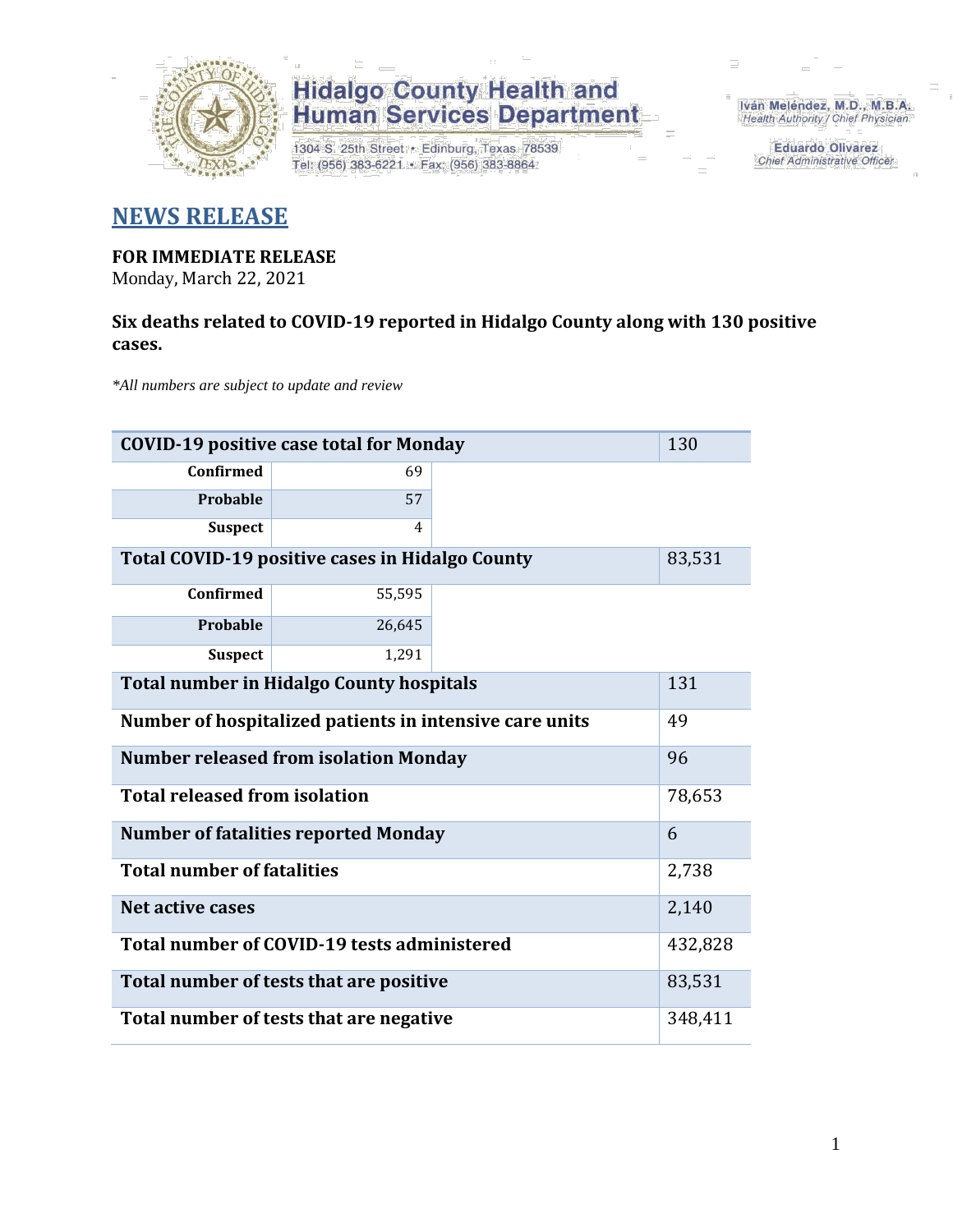**Hidalgo County Health and Human Services Department**

1304 S. 25th Street • Edinburg, Texas 78539
Tel: (956) 383-6221 • Fax: (956) 383-8864

Iván Meléndez, M.D., M.B.A.
*Health Authority / Chief Physician*

Eduardo Olivarez
*Chief Administrative Officer*

# NEWS RELEASE

**FOR IMMEDIATE RELEASE**
Monday, March 22, 2021

**Six deaths related to COVID-19 reported in Hidalgo County along with 130 positive cases.**

*\*All numbers are subject to update and review*

| | | |
|---|---|---|
| **COVID-19 positive case total for Monday** | | 130 |
| **Confirmed** | 69 | |
| **Probable** | 57 | |
| **Suspect** | 4 | |
| **Total COVID-19 positive cases in Hidalgo County** | | 83,531 |
| **Confirmed** | 55,595 | |
| **Probable** | 26,645 | |
| **Suspect** | 1,291 | |
| **Total number in Hidalgo County hospitals** | | 131 |
| **Number of hospitalized patients in intensive care units** | | 49 |
| **Number released from isolation Monday** | | 96 |
| **Total released from isolation** | | 78,653 |
| **Number of fatalities reported Monday** | | 6 |
| **Total number of fatalities** | | 2,738 |
| **Net active cases** | | 2,140 |
| **Total number of COVID-19 tests administered** | | 432,828 |
| **Total number of tests that are positive** | | 83,531 |
| **Total number of tests that are negative** | | 348,411 |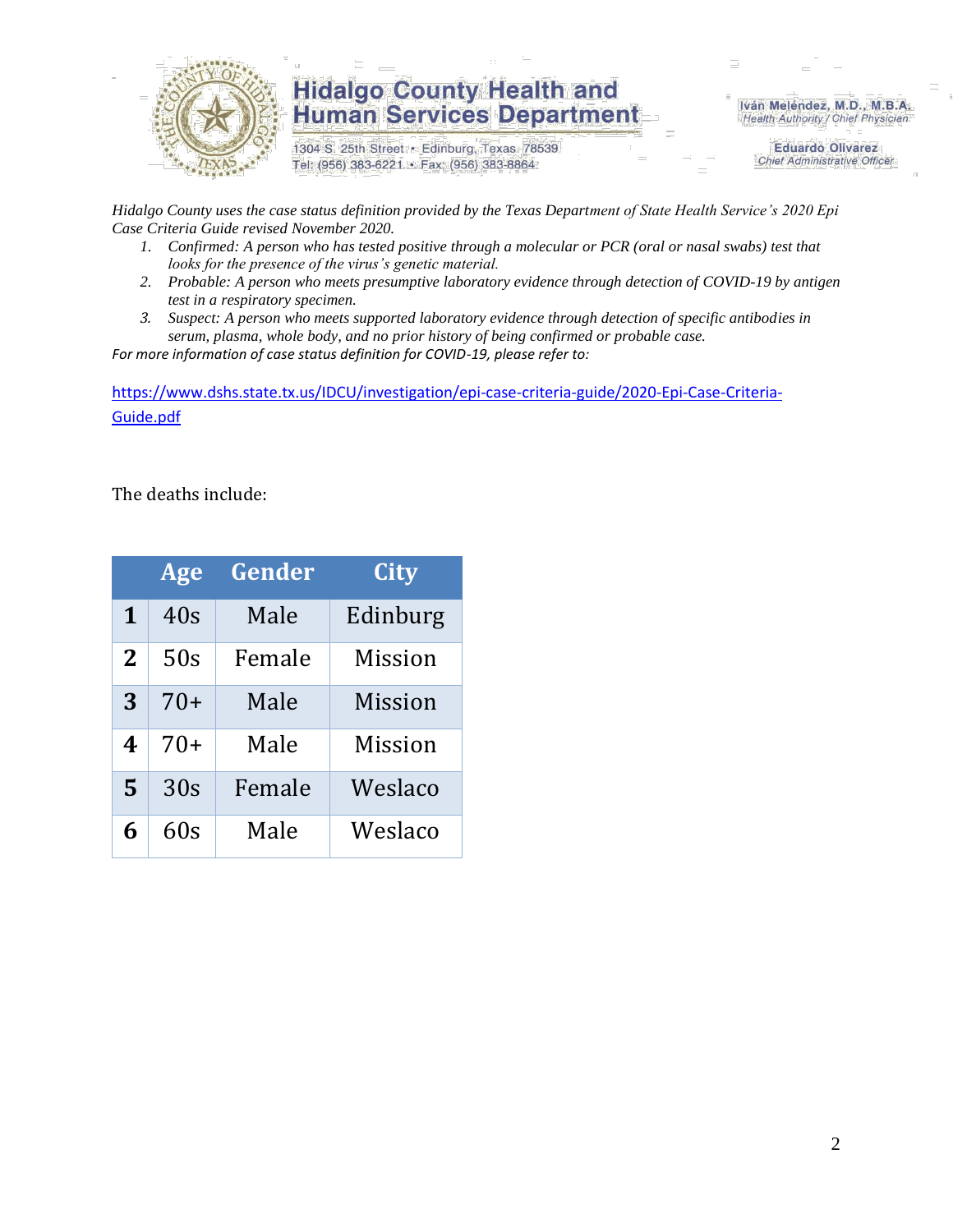Hidalgo County Health and Human Services Department

1304 S. 25th Street • Edinburg, Texas 78539
Tel: (956) 383-6221 • Fax: (956) 383-8864

Iván Meléndez, M.D., M.B.A.
*Health Authority / Chief Physician*

Eduardo Olivarez
*Chief Administrative Officer*

*Hidalgo County uses the case status definition provided by the Texas Department of State Health Service's 2020 Epi Case Criteria Guide revised November 2020.*

1. *Confirmed: A person who has tested positive through a molecular or PCR (oral or nasal swabs) test that looks for the presence of the virus's genetic material.*
2. *Probable: A person who meets presumptive laboratory evidence through detection of COVID-19 by antigen test in a respiratory specimen.*
3. *Suspect: A person who meets supported laboratory evidence through detection of specific antibodies in serum, plasma, whole body, and no prior history of being confirmed or probable case.*

*For more information of case status definition for COVID-19, please refer to:*

https://www.dshs.state.tx.us/IDCU/investigation/epi-case-criteria-guide/2020-Epi-Case-Criteria-Guide.pdf

The deaths include:

| | Age | Gender | City |
|---|---|---|---|
| **1** | 40s | Male | Edinburg |
| **2** | 50s | Female | Mission |
| **3** | 70+ | Male | Mission |
| **4** | 70+ | Male | Mission |
| **5** | 30s | Female | Weslaco |
| **6** | 60s | Male | Weslaco |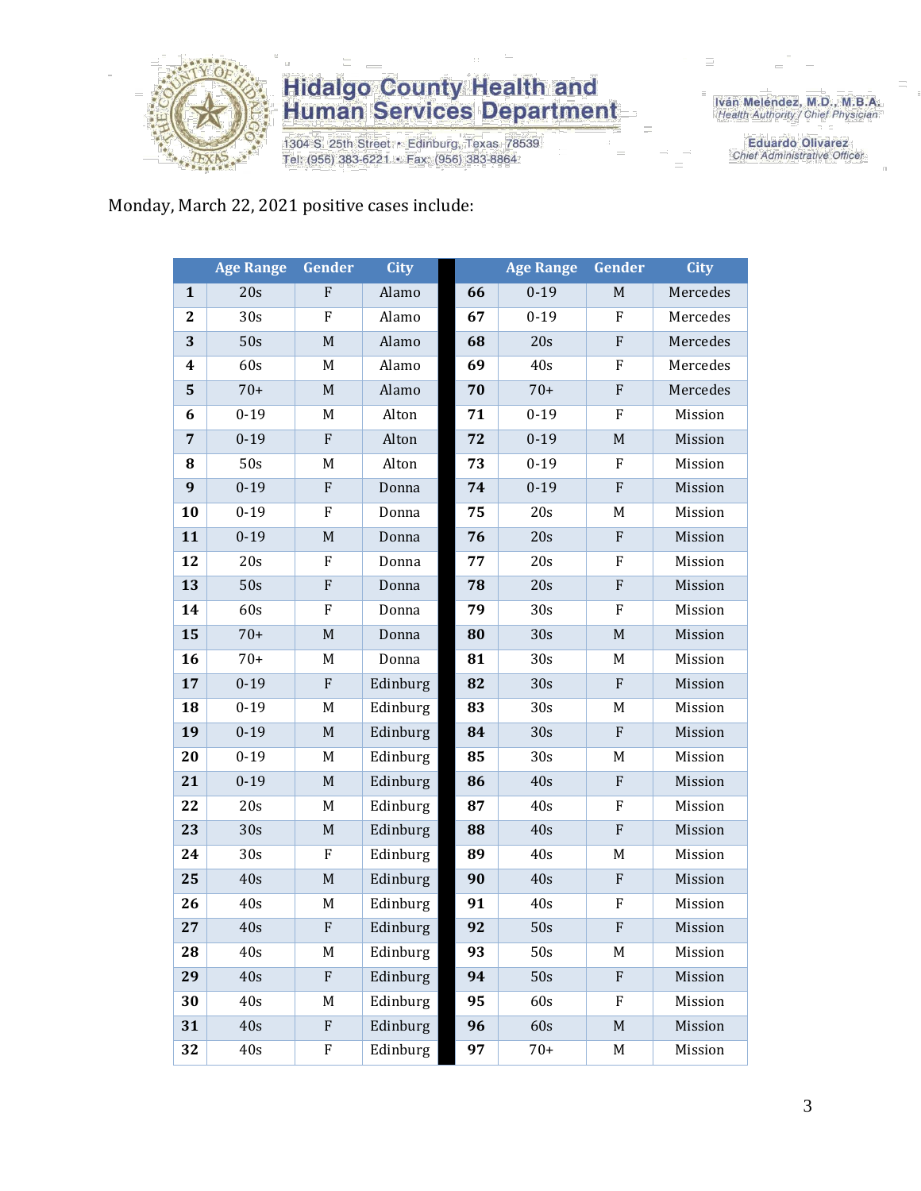# Hidalgo County Health and Human Services Department

1304 S. 25th Street • Edinburg, Texas 78539
Tel: (956) 383-6221 • Fax: (956) 383-8864

Iván Meléndez, M.D., M.B.A.
Health Authority / Chief Physician

Eduardo Olivarez
Chief Administrative Officer

Monday, March 22, 2021 positive cases include:

| | Age Range | Gender | City | | Age Range | Gender | City |
|---|---|---|---|---|---|---|---|
| **1** | 20s | F | Alamo | **66** | 0-19 | M | Mercedes |
| **2** | 30s | F | Alamo | **67** | 0-19 | F | Mercedes |
| **3** | 50s | M | Alamo | **68** | 20s | F | Mercedes |
| **4** | 60s | M | Alamo | **69** | 40s | F | Mercedes |
| **5** | 70+ | M | Alamo | **70** | 70+ | F | Mercedes |
| **6** | 0-19 | M | Alton | **71** | 0-19 | F | Mission |
| **7** | 0-19 | F | Alton | **72** | 0-19 | M | Mission |
| **8** | 50s | M | Alton | **73** | 0-19 | F | Mission |
| **9** | 0-19 | F | Donna | **74** | 0-19 | F | Mission |
| **10** | 0-19 | F | Donna | **75** | 20s | M | Mission |
| **11** | 0-19 | M | Donna | **76** | 20s | F | Mission |
| **12** | 20s | F | Donna | **77** | 20s | F | Mission |
| **13** | 50s | F | Donna | **78** | 20s | F | Mission |
| **14** | 60s | F | Donna | **79** | 30s | F | Mission |
| **15** | 70+ | M | Donna | **80** | 30s | M | Mission |
| **16** | 70+ | M | Donna | **81** | 30s | M | Mission |
| **17** | 0-19 | F | Edinburg | **82** | 30s | F | Mission |
| **18** | 0-19 | M | Edinburg | **83** | 30s | M | Mission |
| **19** | 0-19 | M | Edinburg | **84** | 30s | F | Mission |
| **20** | 0-19 | M | Edinburg | **85** | 30s | M | Mission |
| **21** | 0-19 | M | Edinburg | **86** | 40s | F | Mission |
| **22** | 20s | M | Edinburg | **87** | 40s | F | Mission |
| **23** | 30s | M | Edinburg | **88** | 40s | F | Mission |
| **24** | 30s | F | Edinburg | **89** | 40s | M | Mission |
| **25** | 40s | M | Edinburg | **90** | 40s | F | Mission |
| **26** | 40s | M | Edinburg | **91** | 40s | F | Mission |
| **27** | 40s | F | Edinburg | **92** | 50s | F | Mission |
| **28** | 40s | M | Edinburg | **93** | 50s | M | Mission |
| **29** | 40s | F | Edinburg | **94** | 50s | F | Mission |
| **30** | 40s | M | Edinburg | **95** | 60s | F | Mission |
| **31** | 40s | F | Edinburg | **96** | 60s | M | Mission |
| **32** | 40s | F | Edinburg | **97** | 70+ | M | Mission |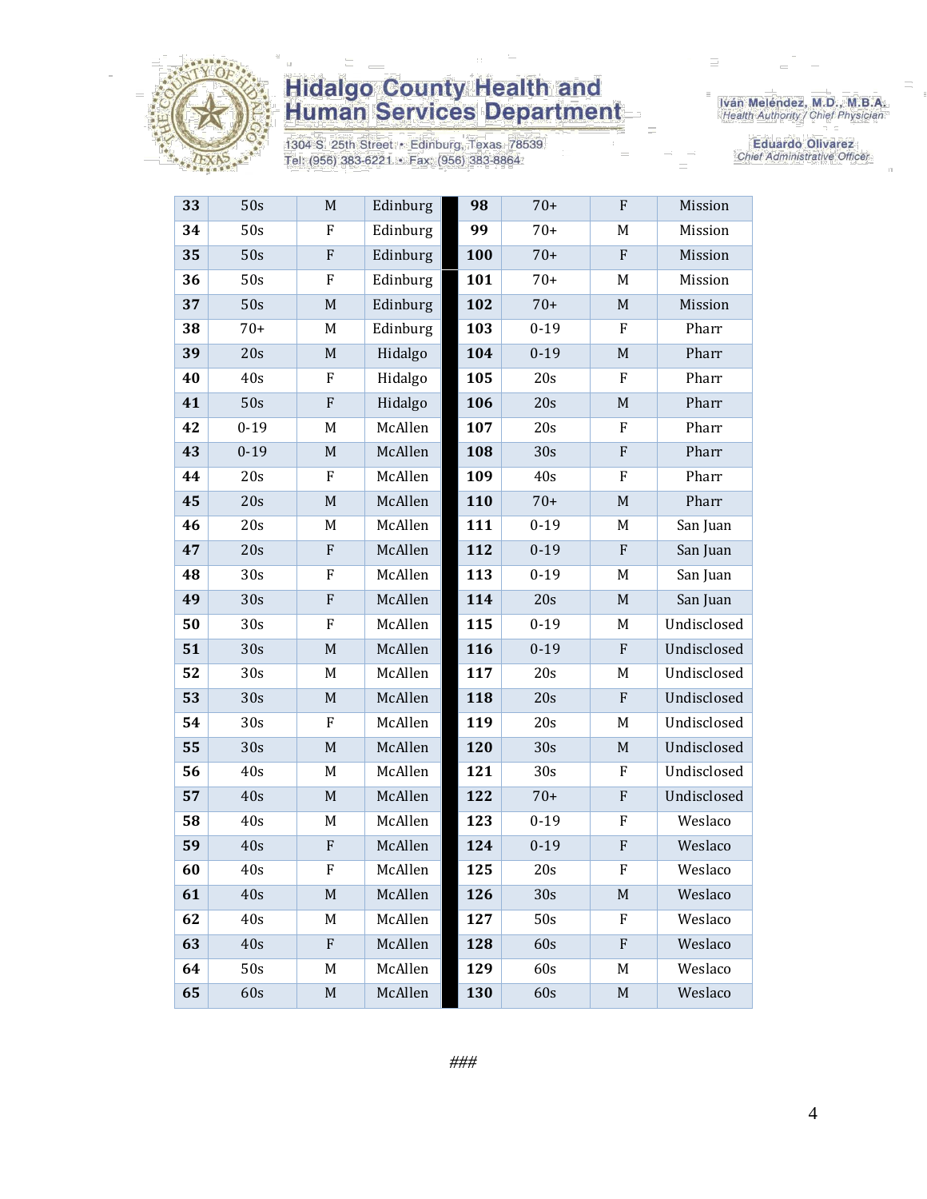Hidalgo County Health and Human Services Department

1304 S. 25th Street • Edinburg, Texas 78539
Tel: (956) 383-6221 • Fax: (956) 383-8864

Iván Meléndez, M.D., M.B.A.
Health Authority / Chief Physician

Eduardo Olivarez
Chief Administrative Officer

| | | | | | | | | |
|---|---|---|---|---|---|---|---|---|
| **33** | 50s | M | Edinburg | | **98** | 70+ | F | Mission |
| **34** | 50s | F | Edinburg | | **99** | 70+ | M | Mission |
| **35** | 50s | F | Edinburg | | **100** | 70+ | F | Mission |
| **36** | 50s | F | Edinburg | | **101** | 70+ | M | Mission |
| **37** | 50s | M | Edinburg | | **102** | 70+ | M | Mission |
| **38** | 70+ | M | Edinburg | | **103** | 0-19 | F | Pharr |
| **39** | 20s | M | Hidalgo | | **104** | 0-19 | M | Pharr |
| **40** | 40s | F | Hidalgo | | **105** | 20s | F | Pharr |
| **41** | 50s | F | Hidalgo | | **106** | 20s | M | Pharr |
| **42** | 0-19 | M | McAllen | | **107** | 20s | F | Pharr |
| **43** | 0-19 | M | McAllen | | **108** | 30s | F | Pharr |
| **44** | 20s | F | McAllen | | **109** | 40s | F | Pharr |
| **45** | 20s | M | McAllen | | **110** | 70+ | M | Pharr |
| **46** | 20s | M | McAllen | | **111** | 0-19 | M | San Juan |
| **47** | 20s | F | McAllen | | **112** | 0-19 | F | San Juan |
| **48** | 30s | F | McAllen | | **113** | 0-19 | M | San Juan |
| **49** | 30s | F | McAllen | | **114** | 20s | M | San Juan |
| **50** | 30s | F | McAllen | | **115** | 0-19 | M | Undisclosed |
| **51** | 30s | M | McAllen | | **116** | 0-19 | F | Undisclosed |
| **52** | 30s | M | McAllen | | **117** | 20s | M | Undisclosed |
| **53** | 30s | M | McAllen | | **118** | 20s | F | Undisclosed |
| **54** | 30s | F | McAllen | | **119** | 20s | M | Undisclosed |
| **55** | 30s | M | McAllen | | **120** | 30s | M | Undisclosed |
| **56** | 40s | M | McAllen | | **121** | 30s | F | Undisclosed |
| **57** | 40s | M | McAllen | | **122** | 70+ | F | Undisclosed |
| **58** | 40s | M | McAllen | | **123** | 0-19 | F | Weslaco |
| **59** | 40s | F | McAllen | | **124** | 0-19 | F | Weslaco |
| **60** | 40s | F | McAllen | | **125** | 20s | F | Weslaco |
| **61** | 40s | M | McAllen | | **126** | 30s | M | Weslaco |
| **62** | 40s | M | McAllen | | **127** | 50s | F | Weslaco |
| **63** | 40s | F | McAllen | | **128** | 60s | F | Weslaco |
| **64** | 50s | M | McAllen | | **129** | 60s | M | Weslaco |
| **65** | 60s | M | McAllen | | **130** | 60s | M | Weslaco |

###